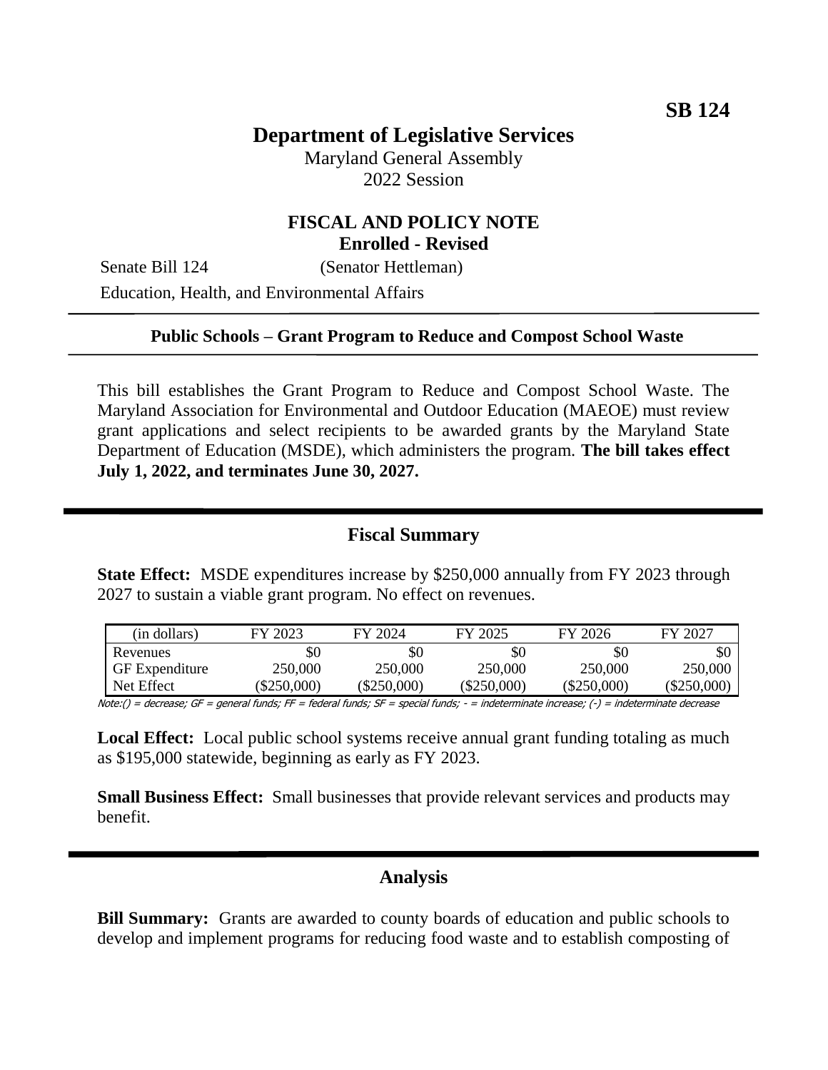**SB 124**

# Department of Legislative Services

Maryland General Assembly
2022 Session

## FISCAL AND POLICY NOTE
**Enrolled - Revised**

Senate Bill 124 (Senator Hettleman)
Education, Health, and Environmental Affairs

**Public Schools – Grant Program to Reduce and Compost School Waste**

This bill establishes the Grant Program to Reduce and Compost School Waste. The Maryland Association for Environmental and Outdoor Education (MAEOE) must review grant applications and select recipients to be awarded grants by the Maryland State Department of Education (MSDE), which administers the program. **The bill takes effect July 1, 2022, and terminates June 30, 2027.**

## Fiscal Summary

**State Effect:** MSDE expenditures increase by $250,000 annually from FY 2023 through 2027 to sustain a viable grant program. No effect on revenues.

| (in dollars) | FY 2023 | FY 2024 | FY 2025 | FY 2026 | FY 2027 |
|---|---|---|---|---|---|
| Revenues | $0 | $0 | $0 | $0 | $0 |
| GF Expenditure | 250,000 | 250,000 | 250,000 | 250,000 | 250,000 |
| Net Effect | ($250,000) | ($250,000) | ($250,000) | ($250,000) | ($250,000) |

Note:() = decrease; GF = general funds; FF = federal funds; SF = special funds; - = indeterminate increase; (-) = indeterminate decrease

**Local Effect:** Local public school systems receive annual grant funding totaling as much as $195,000 statewide, beginning as early as FY 2023.

**Small Business Effect:** Small businesses that provide relevant services and products may benefit.

## Analysis

**Bill Summary:** Grants are awarded to county boards of education and public schools to develop and implement programs for reducing food waste and to establish composting of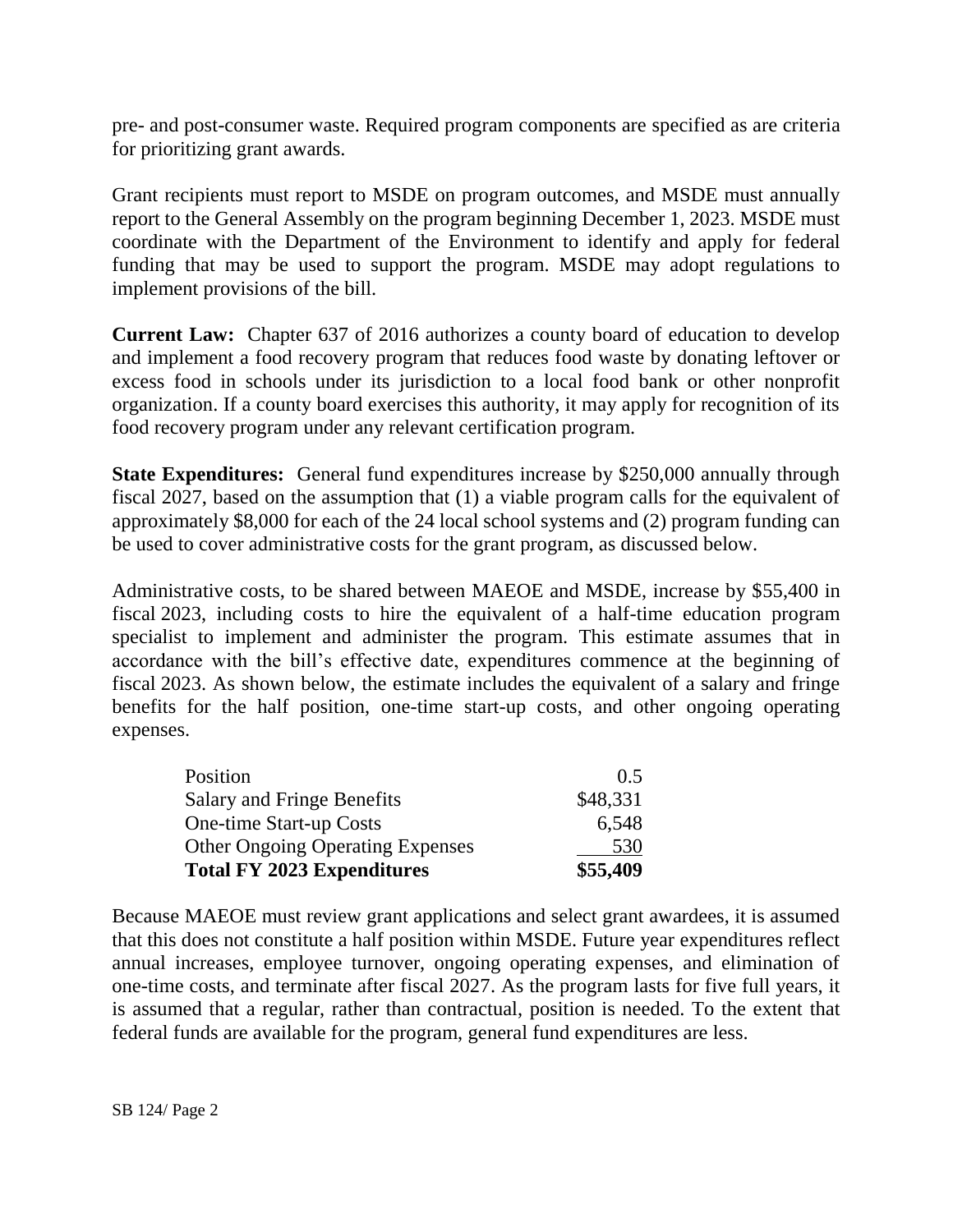pre- and post-consumer waste. Required program components are specified as are criteria for prioritizing grant awards.

Grant recipients must report to MSDE on program outcomes, and MSDE must annually report to the General Assembly on the program beginning December 1, 2023. MSDE must coordinate with the Department of the Environment to identify and apply for federal funding that may be used to support the program. MSDE may adopt regulations to implement provisions of the bill.

**Current Law:** Chapter 637 of 2016 authorizes a county board of education to develop and implement a food recovery program that reduces food waste by donating leftover or excess food in schools under its jurisdiction to a local food bank or other nonprofit organization. If a county board exercises this authority, it may apply for recognition of its food recovery program under any relevant certification program.

**State Expenditures:** General fund expenditures increase by $250,000 annually through fiscal 2027, based on the assumption that (1) a viable program calls for the equivalent of approximately $8,000 for each of the 24 local school systems and (2) program funding can be used to cover administrative costs for the grant program, as discussed below.

Administrative costs, to be shared between MAEOE and MSDE, increase by $55,400 in fiscal 2023, including costs to hire the equivalent of a half-time education program specialist to implement and administer the program. This estimate assumes that in accordance with the bill's effective date, expenditures commence at the beginning of fiscal 2023. As shown below, the estimate includes the equivalent of a salary and fringe benefits for the half position, one-time start-up costs, and other ongoing operating expenses.

| | |
|---|---:|
| Position | 0.5 |
| Salary and Fringe Benefits | $48,331 |
| One-time Start-up Costs | 6,548 |
| Other Ongoing Operating Expenses | 530 |
| **Total FY 2023 Expenditures** | **$55,409** |

Because MAEOE must review grant applications and select grant awardees, it is assumed that this does not constitute a half position within MSDE. Future year expenditures reflect annual increases, employee turnover, ongoing operating expenses, and elimination of one-time costs, and terminate after fiscal 2027. As the program lasts for five full years, it is assumed that a regular, rather than contractual, position is needed. To the extent that federal funds are available for the program, general fund expenditures are less.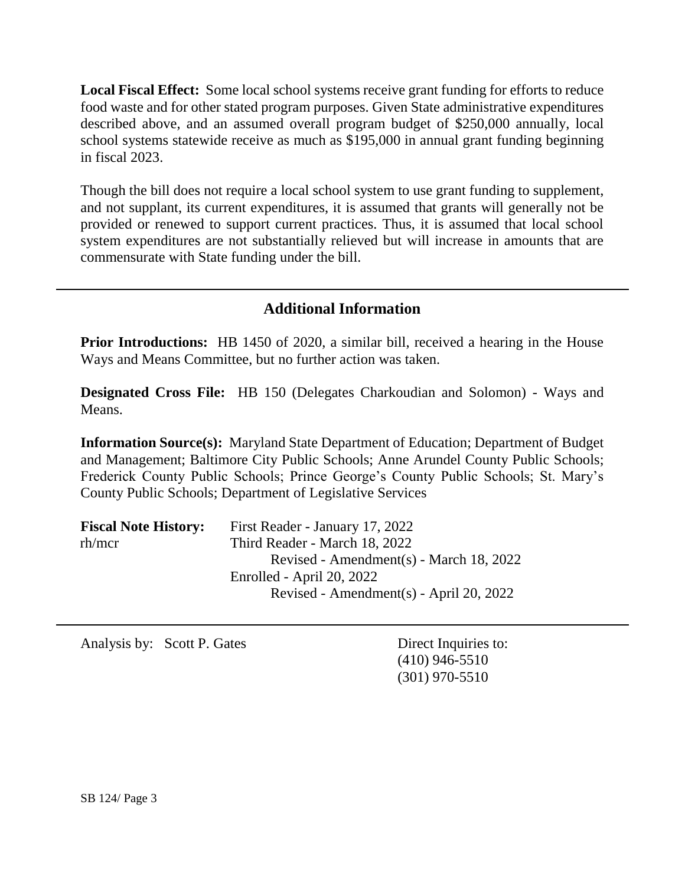**Local Fiscal Effect:** Some local school systems receive grant funding for efforts to reduce food waste and for other stated program purposes. Given State administrative expenditures described above, and an assumed overall program budget of $250,000 annually, local school systems statewide receive as much as $195,000 in annual grant funding beginning in fiscal 2023.

Though the bill does not require a local school system to use grant funding to supplement, and not supplant, its current expenditures, it is assumed that grants will generally not be provided or renewed to support current practices. Thus, it is assumed that local school system expenditures are not substantially relieved but will increase in amounts that are commensurate with State funding under the bill.

---

## Additional Information

**Prior Introductions:** HB 1450 of 2020, a similar bill, received a hearing in the House Ways and Means Committee, but no further action was taken.

**Designated Cross File:** HB 150 (Delegates Charkoudian and Solomon) - Ways and Means.

**Information Source(s):** Maryland State Department of Education; Department of Budget and Management; Baltimore City Public Schools; Anne Arundel County Public Schools; Frederick County Public Schools; Prince George's County Public Schools; St. Mary's County Public Schools; Department of Legislative Services

**Fiscal Note History:** First Reader - January 17, 2022
rh/mcr Third Reader - March 18, 2022
Revised - Amendment(s) - March 18, 2022
Enrolled - April 20, 2022
Revised - Amendment(s) - April 20, 2022

---

Analysis by: Scott P. Gates

Direct Inquiries to:
(410) 946-5510
(301) 970-5510